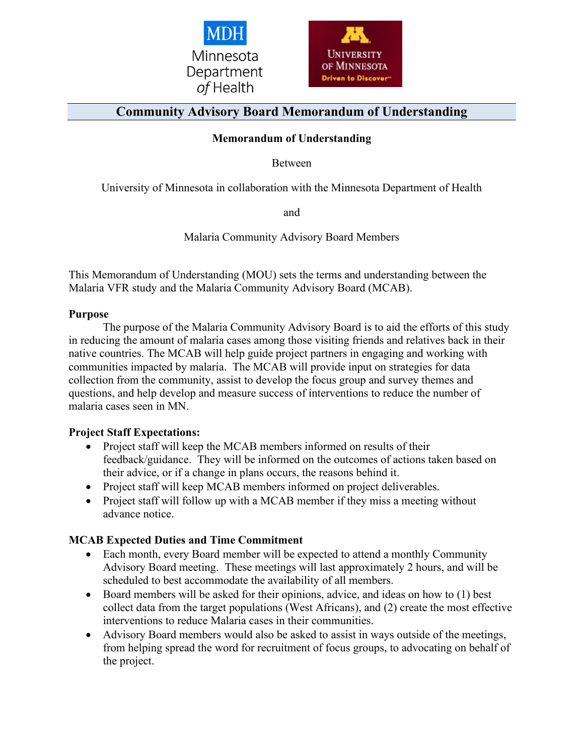MDH Minnesota Department of Health

University of Minnesota Driven to Discover

# Community Advisory Board Memorandum of Understanding

**Memorandum of Understanding**

Between

University of Minnesota in collaboration with the Minnesota Department of Health

and

Malaria Community Advisory Board Members

This Memorandum of Understanding (MOU) sets the terms and understanding between the Malaria VFR study and the Malaria Community Advisory Board (MCAB).

**Purpose**

The purpose of the Malaria Community Advisory Board is to aid the efforts of this study in reducing the amount of malaria cases among those visiting friends and relatives back in their native countries. The MCAB will help guide project partners in engaging and working with communities impacted by malaria. The MCAB will provide input on strategies for data collection from the community, assist to develop the focus group and survey themes and questions, and help develop and measure success of interventions to reduce the number of malaria cases seen in MN.

**Project Staff Expectations:**

- Project staff will keep the MCAB members informed on results of their feedback/guidance. They will be informed on the outcomes of actions taken based on their advice, or if a change in plans occurs, the reasons behind it.
- Project staff will keep MCAB members informed on project deliverables.
- Project staff will follow up with a MCAB member if they miss a meeting without advance notice.

**MCAB Expected Duties and Time Commitment**

- Each month, every Board member will be expected to attend a monthly Community Advisory Board meeting. These meetings will last approximately 2 hours, and will be scheduled to best accommodate the availability of all members.
- Board members will be asked for their opinions, advice, and ideas on how to (1) best collect data from the target populations (West Africans), and (2) create the most effective interventions to reduce Malaria cases in their communities.
- Advisory Board members would also be asked to assist in ways outside of the meetings, from helping spread the word for recruitment of focus groups, to advocating on behalf of the project.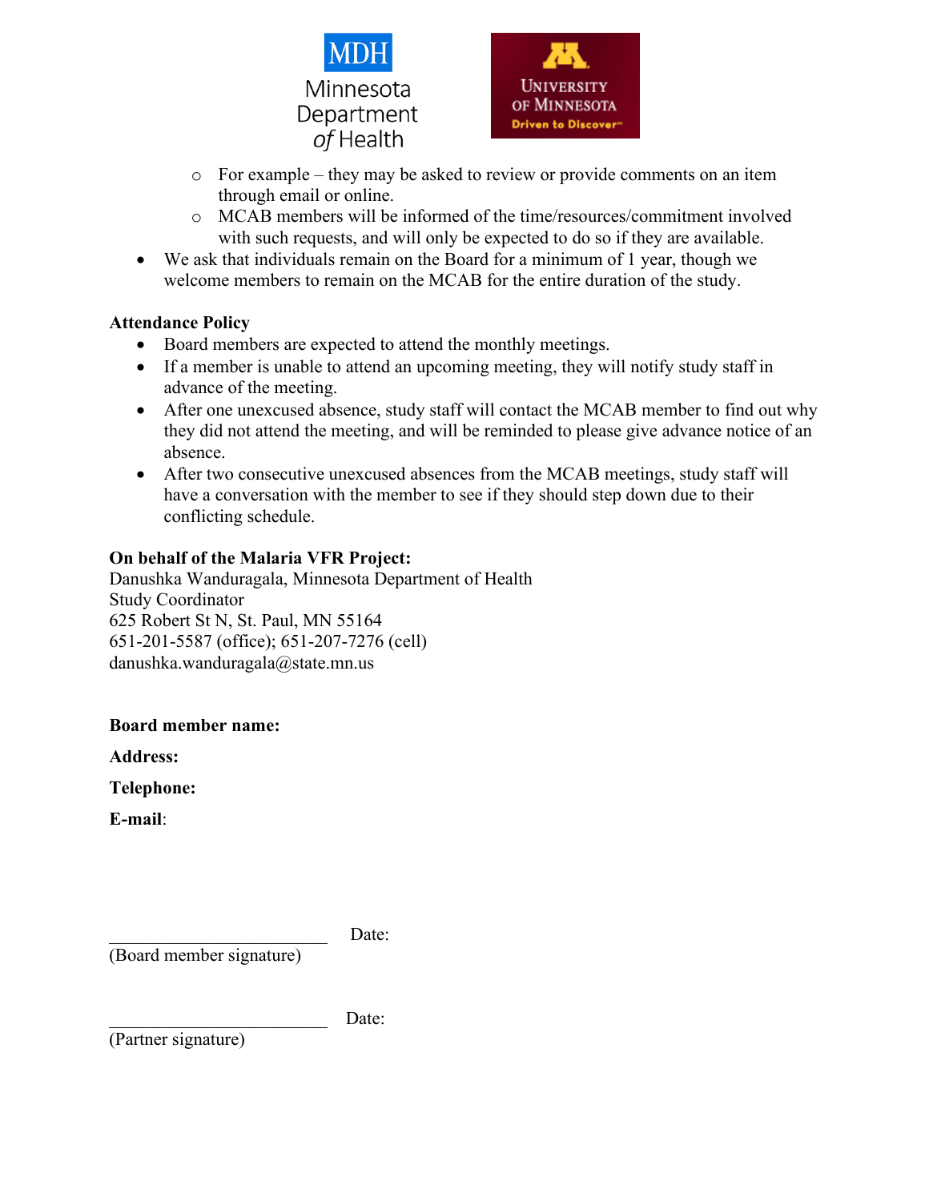- For example – they may be asked to review or provide comments on an item through email or online.
    - MCAB members will be informed of the time/resources/commitment involved with such requests, and will only be expected to do so if they are available.
- We ask that individuals remain on the Board for a minimum of 1 year, though we welcome members to remain on the MCAB for the entire duration of the study.

**Attendance Policy**

- Board members are expected to attend the monthly meetings.
- If a member is unable to attend an upcoming meeting, they will notify study staff in advance of the meeting.
- After one unexcused absence, study staff will contact the MCAB member to find out why they did not attend the meeting, and will be reminded to please give advance notice of an absence.
- After two consecutive unexcused absences from the MCAB meetings, study staff will have a conversation with the member to see if they should step down due to their conflicting schedule.

**On behalf of the Malaria VFR Project:**
Danushka Wanduragala, Minnesota Department of Health
Study Coordinator
625 Robert St N, St. Paul, MN 55164
651-201-5587 (office); 651-207-7276 (cell)
danushka.wanduragala@state.mn.us

**Board member name:**

**Address:**

**Telephone:**

**E-mail**:

\_\_\_\_\_\_\_\_\_\_\_\_\_\_\_\_\_\_\_\_\_\_\_\_\_\_ Date:
(Board member signature)

\_\_\_\_\_\_\_\_\_\_\_\_\_\_\_\_\_\_\_\_\_\_\_\_\_\_ Date:
(Partner signature)